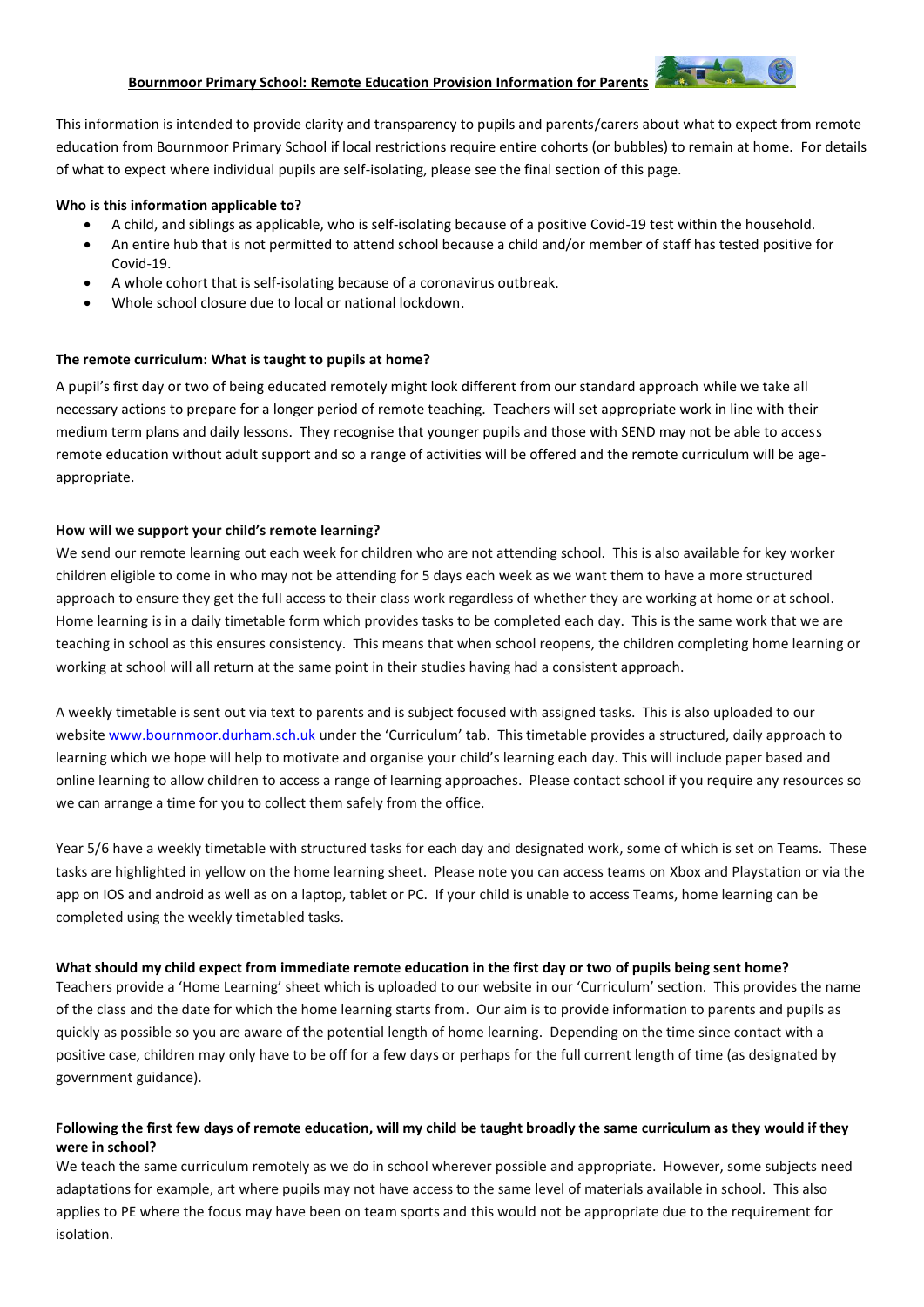# Bournmoor Primary School: Remote Education Provision Information for Parents

This information is intended to provide clarity and transparency to pupils and parents/carers about what to expect from remote education from Bournmoor Primary School if local restrictions require entire cohorts (or bubbles) to remain at home. For details of what to expect where individual pupils are self-isolating, please see the final section of this page.

**Who is this information applicable to?**

- A child, and siblings as applicable, who is self-isolating because of a positive Covid-19 test within the household.
- An entire hub that is not permitted to attend school because a child and/or member of staff has tested positive for Covid-19.
- A whole cohort that is self-isolating because of a coronavirus outbreak.
- Whole school closure due to local or national lockdown.

**The remote curriculum: What is taught to pupils at home?**

A pupil's first day or two of being educated remotely might look different from our standard approach while we take all necessary actions to prepare for a longer period of remote teaching. Teachers will set appropriate work in line with their medium term plans and daily lessons. They recognise that younger pupils and those with SEND may not be able to access remote education without adult support and so a range of activities will be offered and the remote curriculum will be age-appropriate.

**How will we support your child's remote learning?**

We send our remote learning out each week for children who are not attending school. This is also available for key worker children eligible to come in who may not be attending for 5 days each week as we want them to have a more structured approach to ensure they get the full access to their class work regardless of whether they are working at home or at school. Home learning is in a daily timetable form which provides tasks to be completed each day. This is the same work that we are teaching in school as this ensures consistency. This means that when school reopens, the children completing home learning or working at school will all return at the same point in their studies having had a consistent approach.

A weekly timetable is sent out via text to parents and is subject focused with assigned tasks. This is also uploaded to our website [www.bournmoor.durham.sch.uk](www.bournmoor.durham.sch.uk) under the 'Curriculum' tab. This timetable provides a structured, daily approach to learning which we hope will help to motivate and organise your child's learning each day. This will include paper based and online learning to allow children to access a range of learning approaches. Please contact school if you require any resources so we can arrange a time for you to collect them safely from the office.

Year 5/6 have a weekly timetable with structured tasks for each day and designated work, some of which is set on Teams. These tasks are highlighted in yellow on the home learning sheet. Please note you can access teams on Xbox and Playstation or via the app on IOS and android as well as on a laptop, tablet or PC. If your child is unable to access Teams, home learning can be completed using the weekly timetabled tasks.

**What should my child expect from immediate remote education in the first day or two of pupils being sent home?**

Teachers provide a 'Home Learning' sheet which is uploaded to our website in our 'Curriculum' section. This provides the name of the class and the date for which the home learning starts from. Our aim is to provide information to parents and pupils as quickly as possible so you are aware of the potential length of home learning. Depending on the time since contact with a positive case, children may only have to be off for a few days or perhaps for the full current length of time (as designated by government guidance).

**Following the first few days of remote education, will my child be taught broadly the same curriculum as they would if they were in school?**

We teach the same curriculum remotely as we do in school wherever possible and appropriate. However, some subjects need adaptations for example, art where pupils may not have access to the same level of materials available in school. This also applies to PE where the focus may have been on team sports and this would not be appropriate due to the requirement for isolation.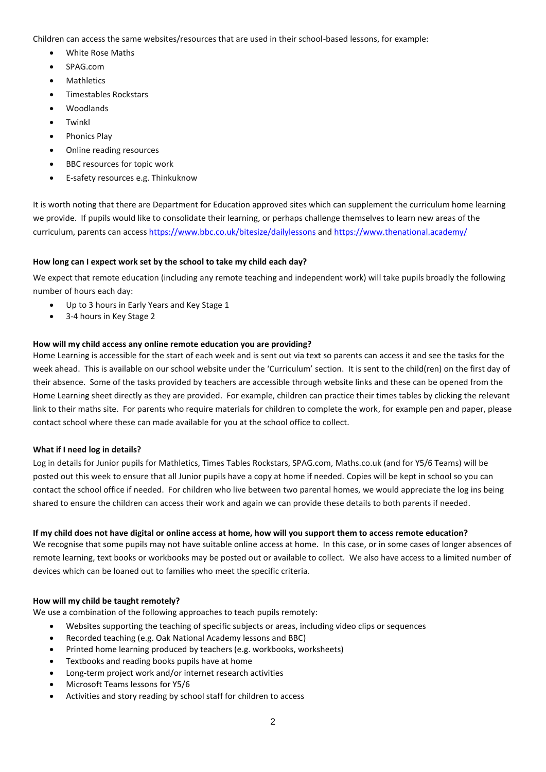Children can access the same websites/resources that are used in their school-based lessons, for example:

- White Rose Maths
- SPAG.com
- Mathletics
- Timestables Rockstars
- Woodlands
- Twinkl
- Phonics Play
- Online reading resources
- BBC resources for topic work
- E-safety resources e.g. Thinkuknow

It is worth noting that there are Department for Education approved sites which can supplement the curriculum home learning we provide. If pupils would like to consolidate their learning, or perhaps challenge themselves to learn new areas of the curriculum, parents can access https://www.bbc.co.uk/bitesize/dailylessons and https://www.thenational.academy/

**How long can I expect work set by the school to take my child each day?**

We expect that remote education (including any remote teaching and independent work) will take pupils broadly the following number of hours each day:

- Up to 3 hours in Early Years and Key Stage 1
- 3-4 hours in Key Stage 2

**How will my child access any online remote education you are providing?**

Home Learning is accessible for the start of each week and is sent out via text so parents can access it and see the tasks for the week ahead. This is available on our school website under the 'Curriculum' section. It is sent to the child(ren) on the first day of their absence. Some of the tasks provided by teachers are accessible through website links and these can be opened from the Home Learning sheet directly as they are provided. For example, children can practice their times tables by clicking the relevant link to their maths site. For parents who require materials for children to complete the work, for example pen and paper, please contact school where these can made available for you at the school office to collect.

**What if I need log in details?**

Log in details for Junior pupils for Mathletics, Times Tables Rockstars, SPAG.com, Maths.co.uk (and for Y5/6 Teams) will be posted out this week to ensure that all Junior pupils have a copy at home if needed. Copies will be kept in school so you can contact the school office if needed. For children who live between two parental homes, we would appreciate the log ins being shared to ensure the children can access their work and again we can provide these details to both parents if needed.

**If my child does not have digital or online access at home, how will you support them to access remote education?**

We recognise that some pupils may not have suitable online access at home. In this case, or in some cases of longer absences of remote learning, text books or workbooks may be posted out or available to collect. We also have access to a limited number of devices which can be loaned out to families who meet the specific criteria.

**How will my child be taught remotely?**

We use a combination of the following approaches to teach pupils remotely:

- Websites supporting the teaching of specific subjects or areas, including video clips or sequences
- Recorded teaching (e.g. Oak National Academy lessons and BBC)
- Printed home learning produced by teachers (e.g. workbooks, worksheets)
- Textbooks and reading books pupils have at home
- Long-term project work and/or internet research activities
- Microsoft Teams lessons for Y5/6
- Activities and story reading by school staff for children to access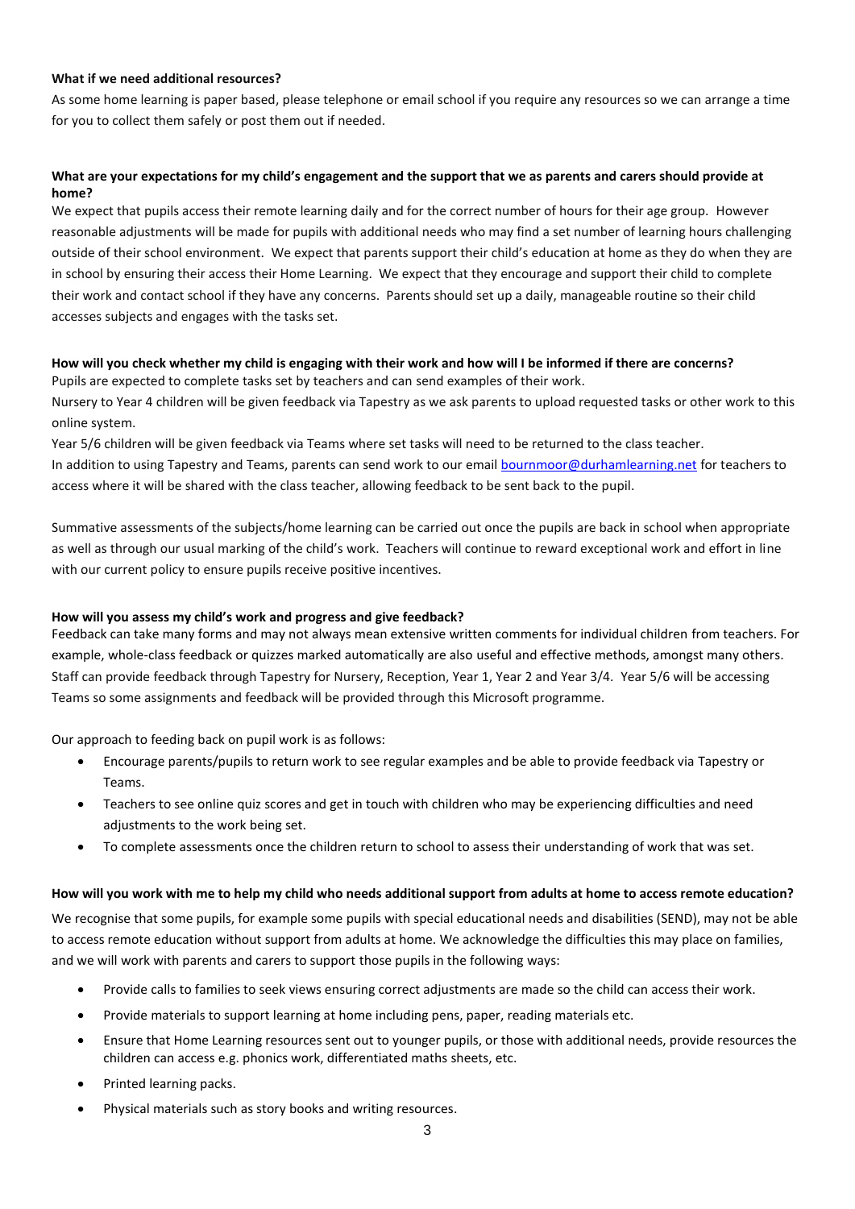**What if we need additional resources?**

As some home learning is paper based, please telephone or email school if you require any resources so we can arrange a time for you to collect them safely or post them out if needed.

**What are your expectations for my child's engagement and the support that we as parents and carers should provide at home?**

We expect that pupils access their remote learning daily and for the correct number of hours for their age group. However reasonable adjustments will be made for pupils with additional needs who may find a set number of learning hours challenging outside of their school environment. We expect that parents support their child's education at home as they do when they are in school by ensuring their access their Home Learning. We expect that they encourage and support their child to complete their work and contact school if they have any concerns. Parents should set up a daily, manageable routine so their child accesses subjects and engages with the tasks set.

**How will you check whether my child is engaging with their work and how will I be informed if there are concerns?**

Pupils are expected to complete tasks set by teachers and can send examples of their work.

Nursery to Year 4 children will be given feedback via Tapestry as we ask parents to upload requested tasks or other work to this online system.

Year 5/6 children will be given feedback via Teams where set tasks will need to be returned to the class teacher.

In addition to using Tapestry and Teams, parents can send work to our email bournmoor@durhamlearning.net for teachers to access where it will be shared with the class teacher, allowing feedback to be sent back to the pupil.

Summative assessments of the subjects/home learning can be carried out once the pupils are back in school when appropriate as well as through our usual marking of the child's work. Teachers will continue to reward exceptional work and effort in line with our current policy to ensure pupils receive positive incentives.

**How will you assess my child's work and progress and give feedback?**

Feedback can take many forms and may not always mean extensive written comments for individual children from teachers. For example, whole-class feedback or quizzes marked automatically are also useful and effective methods, amongst many others. Staff can provide feedback through Tapestry for Nursery, Reception, Year 1, Year 2 and Year 3/4. Year 5/6 will be accessing Teams so some assignments and feedback will be provided through this Microsoft programme.

Our approach to feeding back on pupil work is as follows:

- Encourage parents/pupils to return work to see regular examples and be able to provide feedback via Tapestry or Teams.
- Teachers to see online quiz scores and get in touch with children who may be experiencing difficulties and need adjustments to the work being set.
- To complete assessments once the children return to school to assess their understanding of work that was set.

**How will you work with me to help my child who needs additional support from adults at home to access remote education?**

We recognise that some pupils, for example some pupils with special educational needs and disabilities (SEND), may not be able to access remote education without support from adults at home. We acknowledge the difficulties this may place on families, and we will work with parents and carers to support those pupils in the following ways:

- Provide calls to families to seek views ensuring correct adjustments are made so the child can access their work.
- Provide materials to support learning at home including pens, paper, reading materials etc.
- Ensure that Home Learning resources sent out to younger pupils, or those with additional needs, provide resources the children can access e.g. phonics work, differentiated maths sheets, etc.
- Printed learning packs.
- Physical materials such as story books and writing resources.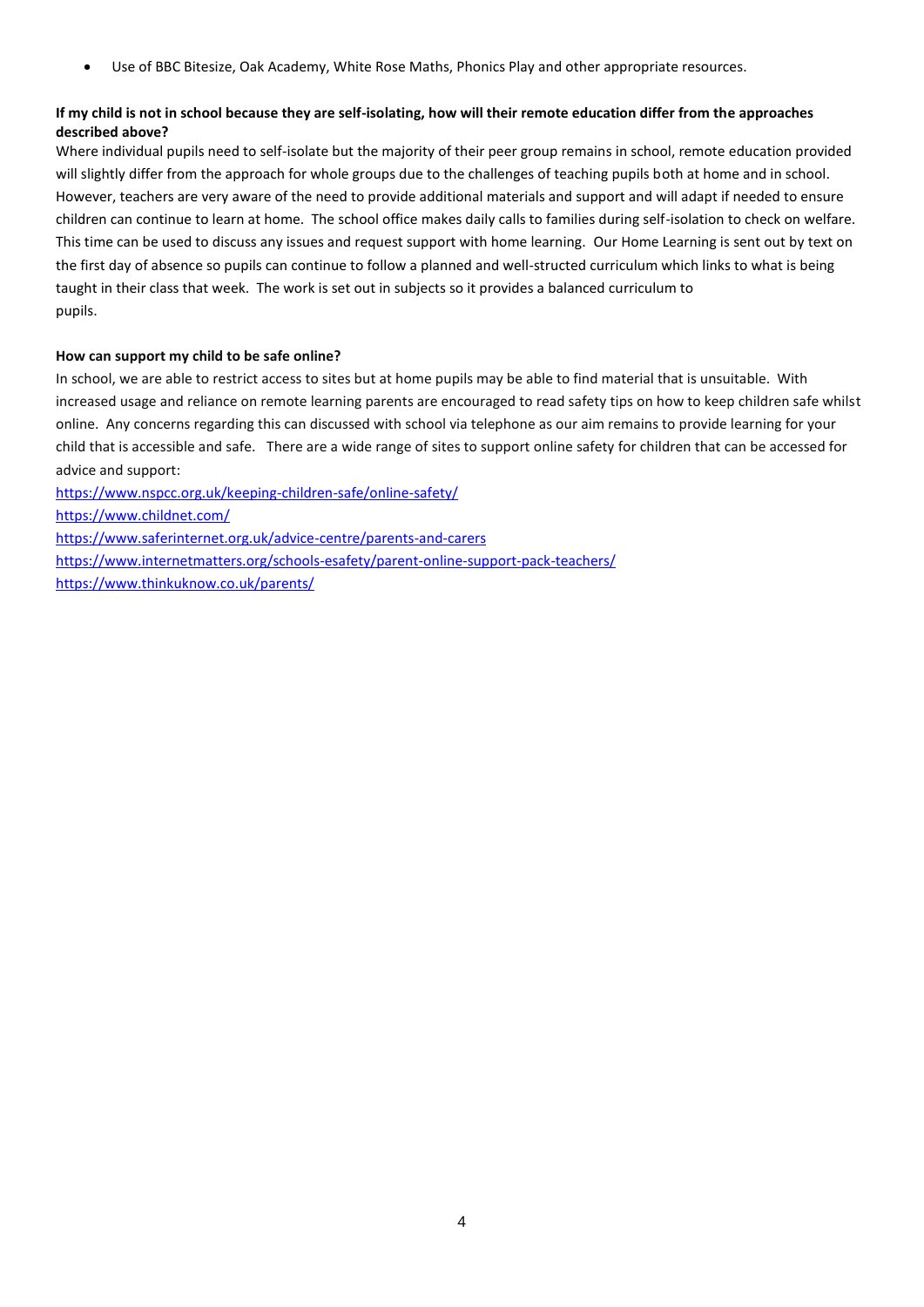- Use of BBC Bitesize, Oak Academy, White Rose Maths, Phonics Play and other appropriate resources.

**If my child is not in school because they are self-isolating, how will their remote education differ from the approaches described above?**

Where individual pupils need to self-isolate but the majority of their peer group remains in school, remote education provided will slightly differ from the approach for whole groups due to the challenges of teaching pupils both at home and in school. However, teachers are very aware of the need to provide additional materials and support and will adapt if needed to ensure children can continue to learn at home. The school office makes daily calls to families during self-isolation to check on welfare. This time can be used to discuss any issues and request support with home learning. Our Home Learning is sent out by text on the first day of absence so pupils can continue to follow a planned and well-structed curriculum which links to what is being taught in their class that week. The work is set out in subjects so it provides a balanced curriculum to pupils.

**How can support my child to be safe online?**

In school, we are able to restrict access to sites but at home pupils may be able to find material that is unsuitable. With increased usage and reliance on remote learning parents are encouraged to read safety tips on how to keep children safe whilst online. Any concerns regarding this can discussed with school via telephone as our aim remains to provide learning for your child that is accessible and safe. There are a wide range of sites to support online safety for children that can be accessed for advice and support:

https://www.nspcc.org.uk/keeping-children-safe/online-safety/
https://www.childnet.com/
https://www.saferinternet.org.uk/advice-centre/parents-and-carers
https://www.internetmatters.org/schools-esafety/parent-online-support-pack-teachers/
https://www.thinkuknow.co.uk/parents/